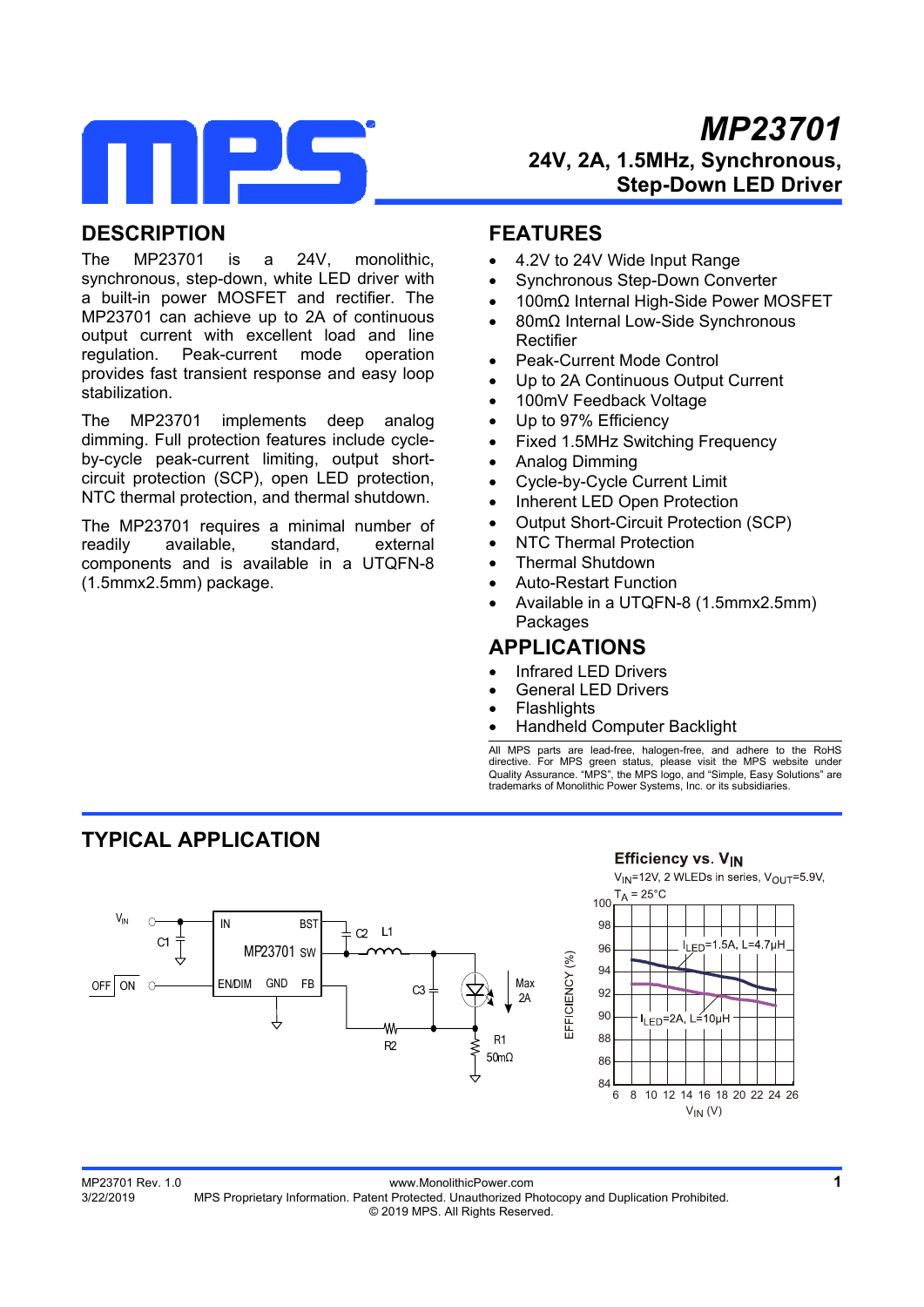# MP23701

## 24V, 2A, 1.5MHz, Synchronous, Step-Down LED Driver

## DESCRIPTION

The MP23701 is a 24V, monolithic, synchronous, step-down, white LED driver with a built-in power MOSFET and rectifier. The MP23701 can achieve up to 2A of continuous output current with excellent load and line regulation. Peak-current mode operation provides fast transient response and easy loop stabilization.

The MP23701 implements deep analog dimming. Full protection features include cycle-by-cycle peak-current limiting, output short-circuit protection (SCP), open LED protection, NTC thermal protection, and thermal shutdown.

The MP23701 requires a minimal number of readily available, standard, external components and is available in a UTQFN-8 (1.5mmx2.5mm) package.

## FEATURES

- 4.2V to 24V Wide Input Range
- Synchronous Step-Down Converter
- 100mΩ Internal High-Side Power MOSFET
- 80mΩ Internal Low-Side Synchronous Rectifier
- Peak-Current Mode Control
- Up to 2A Continuous Output Current
- 100mV Feedback Voltage
- Up to 97% Efficiency
- Fixed 1.5MHz Switching Frequency
- Analog Dimming
- Cycle-by-Cycle Current Limit
- Inherent LED Open Protection
- Output Short-Circuit Protection (SCP)
- NTC Thermal Protection
- Thermal Shutdown
- Auto-Restart Function
- Available in a UTQFN-8 (1.5mmx2.5mm) Packages

## APPLICATIONS

- Infrared LED Drivers
- General LED Drivers
- Flashlights
- Handheld Computer Backlight

All MPS parts are lead-free, halogen-free, and adhere to the RoHS directive. For MPS green status, please visit the MPS website under Quality Assurance. "MPS", the MPS logo, and "Simple, Easy Solutions" are trademarks of Monolithic Power Systems, Inc. or its subsidiaries.

## TYPICAL APPLICATION

**Efficiency vs. $V_{IN}$**

$V_{IN}$=12V, 2 WLEDs in series, $V_{OUT}$=5.9V, $T_A$ = 25°C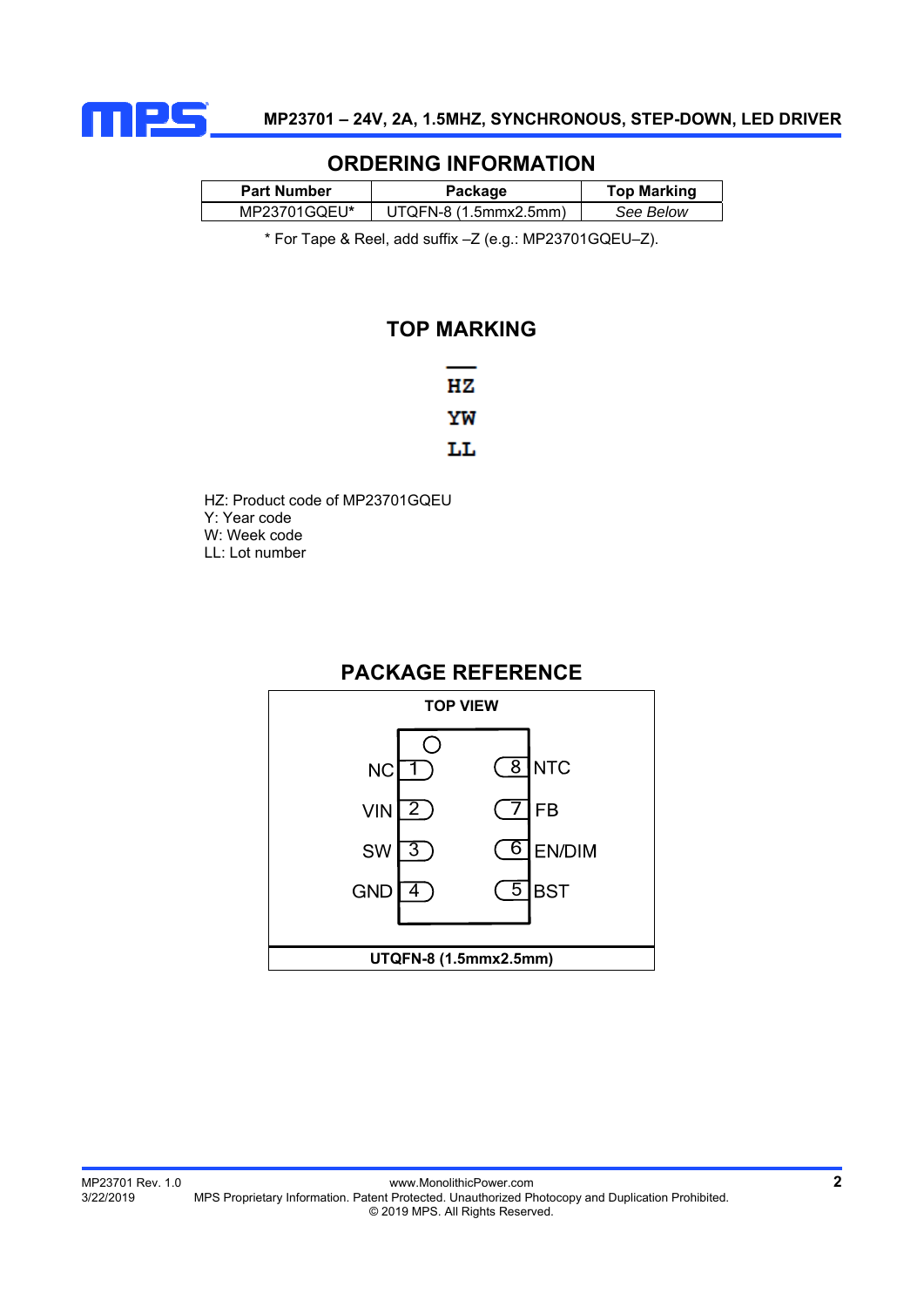## ORDERING INFORMATION

| Part Number | Package | Top Marking |
|---|---|---|
| MP23701GQEU* | UTQFN-8 (1.5mmx2.5mm) | *See Below* |

* For Tape & Reel, add suffix –Z (e.g.: MP23701GQEU–Z).

## TOP MARKING

HZ
YW
LL

HZ: Product code of MP23701GQEU
Y: Year code
W: Week code
LL: Lot number

## PACKAGE REFERENCE

TOP VIEW

| Pin | Name | Pin | Name |
|---|---|---|---|
| 1 | NC | 8 | NTC |
| 2 | VIN | 7 | FB |
| 3 | SW | 6 | EN/DIM |
| 4 | GND | 5 | BST |

**UTQFN-8 (1.5mmx2.5mm)**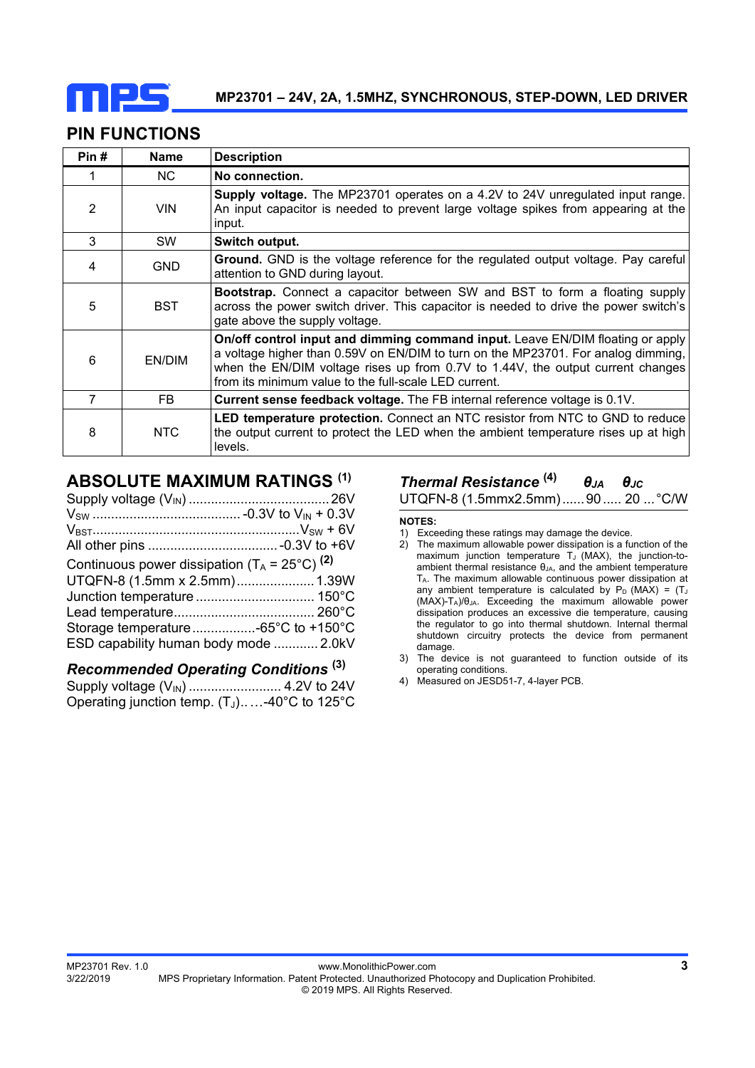## PIN FUNCTIONS

| Pin # | Name | Description |
|---|---|---|
| 1 | NC | **No connection.** |
| 2 | VIN | **Supply voltage.** The MP23701 operates on a 4.2V to 24V unregulated input range. An input capacitor is needed to prevent large voltage spikes from appearing at the input. |
| 3 | SW | **Switch output.** |
| 4 | GND | **Ground.** GND is the voltage reference for the regulated output voltage. Pay careful attention to GND during layout. |
| 5 | BST | **Bootstrap.** Connect a capacitor between SW and BST to form a floating supply across the power switch driver. This capacitor is needed to drive the power switch's gate above the supply voltage. |
| 6 | EN/DIM | **On/off control input and dimming command input.** Leave EN/DIM floating or apply a voltage higher than 0.59V on EN/DIM to turn on the MP23701. For analog dimming, when the EN/DIM voltage rises up from 0.7V to 1.44V, the output current changes from its minimum value to the full-scale LED current. |
| 7 | FB | **Current sense feedback voltage.** The FB internal reference voltage is 0.1V. |
| 8 | NTC | **LED temperature protection.** Connect an NTC resistor from NTC to GND to reduce the output current to protect the LED when the ambient temperature rises up at high levels. |

## ABSOLUTE MAXIMUM RATINGS [(1)]

Supply voltage ($V_{IN}$) .................................... 26V
$V_{SW}$ ....................................... -0.3V to $V_{IN}$ + 0.3V
$V_{BST}$ ...................................................... $V_{SW}$ + 6V
All other pins .................................. -0.3V to +6V
Continuous power dissipation ($T_A$ = 25°C) [(2)]
UTQFN-8 (1.5mm x 2.5mm) .................... 1.39W
Junction temperature ............................... 150°C
Lead temperature ..................................... 260°C
Storage temperature ................ -65°C to +150°C
ESD capability human body mode ........... 2.0kV

### *Recommended Operating Conditions* [(3)]

Supply voltage ($V_{IN}$) ........................ 4.2V to 24V
Operating junction temp. ($T_J$).. ...-40°C to 125°C

### *Thermal Resistance* [(4)]

| | $\theta_{JA}$ | $\theta_{JC}$ | |
|---|---|---|---|
| UTQFN-8 (1.5mmx2.5mm) | 90 | 20 | °C/W |

**NOTES:**

1) Exceeding these ratings may damage the device.
2) The maximum allowable power dissipation is a function of the maximum junction temperature $T_J$ (MAX), the junction-to-ambient thermal resistance $\theta_{JA}$, and the ambient temperature $T_A$. The maximum allowable continuous power dissipation at any ambient temperature is calculated by $P_D$ (MAX) = ($T_J$ (MAX)-$T_A$)/$\theta_{JA}$. Exceeding the maximum allowable power dissipation produces an excessive die temperature, causing the regulator to go into thermal shutdown. Internal thermal shutdown circuitry protects the device from permanent damage.
3) The device is not guaranteed to function outside of its operating conditions.
4) Measured on JESD51-7, 4-layer PCB.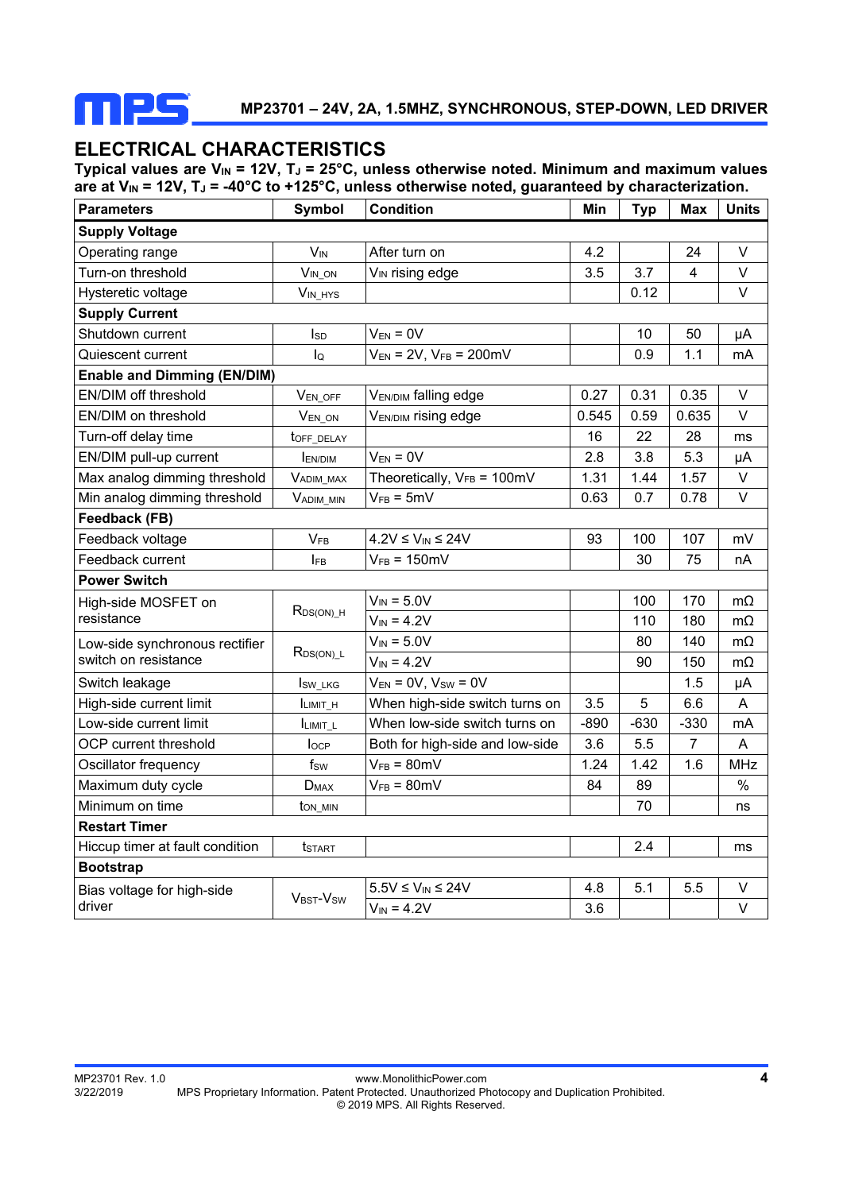## ELECTRICAL CHARACTERISTICS

**Typical values are $V_{IN}$ = 12V, $T_J$ = 25°C, unless otherwise noted. Minimum and maximum values are at $V_{IN}$ = 12V, $T_J$ = -40°C to +125°C, unless otherwise noted, guaranteed by characterization.**

| Parameters | Symbol | Condition | Min | Typ | Max | Units |
|---|---|---|---|---|---|---|
| **Supply Voltage** | | | | | | |
| Operating range | $V_{IN}$ | After turn on | 4.2 | | 24 | V |
| Turn-on threshold | $V_{IN\_ON}$ | $V_{IN}$ rising edge | 3.5 | 3.7 | 4 | V |
| Hysteretic voltage | $V_{IN\_HYS}$ | | | 0.12 | | V |
| **Supply Current** | | | | | | |
| Shutdown current | $I_{SD}$ | $V_{EN}$ = 0V | | 10 | 50 | μA |
| Quiescent current | $I_Q$ | $V_{EN}$ = 2V, $V_{FB}$ = 200mV | | 0.9 | 1.1 | mA |
| **Enable and Dimming (EN/DIM)** | | | | | | |
| EN/DIM off threshold | $V_{EN\_OFF}$ | $V_{EN/DIM}$ falling edge | 0.27 | 0.31 | 0.35 | V |
| EN/DIM on threshold | $V_{EN\_ON}$ | $V_{EN/DIM}$ rising edge | 0.545 | 0.59 | 0.635 | V |
| Turn-off delay time | $t_{OFF\_DELAY}$ | | 16 | 22 | 28 | ms |
| EN/DIM pull-up current | $I_{EN/DIM}$ | $V_{EN}$ = 0V | 2.8 | 3.8 | 5.3 | μA |
| Max analog dimming threshold | $V_{ADIM\_MAX}$ | Theoretically, $V_{FB}$ = 100mV | 1.31 | 1.44 | 1.57 | V |
| Min analog dimming threshold | $V_{ADIM\_MIN}$ | $V_{FB}$ = 5mV | 0.63 | 0.7 | 0.78 | V |
| **Feedback (FB)** | | | | | | |
| Feedback voltage | $V_{FB}$ | 4.2V ≤ $V_{IN}$ ≤ 24V | 93 | 100 | 107 | mV |
| Feedback current | $I_{FB}$ | $V_{FB}$ = 150mV | | 30 | 75 | nA |
| **Power Switch** | | | | | | |
| High-side MOSFET on resistance | $R_{DS(ON)\_H}$ | $V_{IN}$ = 5.0V | | 100 | 170 | mΩ |
| | | $V_{IN}$ = 4.2V | | 110 | 180 | mΩ |
| Low-side synchronous rectifier switch on resistance | $R_{DS(ON)\_L}$ | $V_{IN}$ = 5.0V | | 80 | 140 | mΩ |
| | | $V_{IN}$ = 4.2V | | 90 | 150 | mΩ |
| Switch leakage | $I_{SW\_LKG}$ | $V_{EN}$ = 0V, $V_{SW}$ = 0V | | | 1.5 | μA |
| High-side current limit | $I_{LIMIT\_H}$ | When high-side switch turns on | 3.5 | 5 | 6.6 | A |
| Low-side current limit | $I_{LIMIT\_L}$ | When low-side switch turns on | -890 | -630 | -330 | mA |
| OCP current threshold | $I_{OCP}$ | Both for high-side and low-side | 3.6 | 5.5 | 7 | A |
| Oscillator frequency | $f_{SW}$ | $V_{FB}$ = 80mV | 1.24 | 1.42 | 1.6 | MHz |
| Maximum duty cycle | $D_{MAX}$ | $V_{FB}$ = 80mV | 84 | 89 | | % |
| Minimum on time | $t_{ON\_MIN}$ | | | 70 | | ns |
| **Restart Timer** | | | | | | |
| Hiccup timer at fault condition | $t_{START}$ | | | 2.4 | | ms |
| **Bootstrap** | | | | | | |
| Bias voltage for high-side driver | $V_{BST}$-$V_{SW}$ | 5.5V ≤ $V_{IN}$ ≤ 24V | 4.8 | 5.1 | 5.5 | V |
| | | $V_{IN}$ = 4.2V | 3.6 | | | V |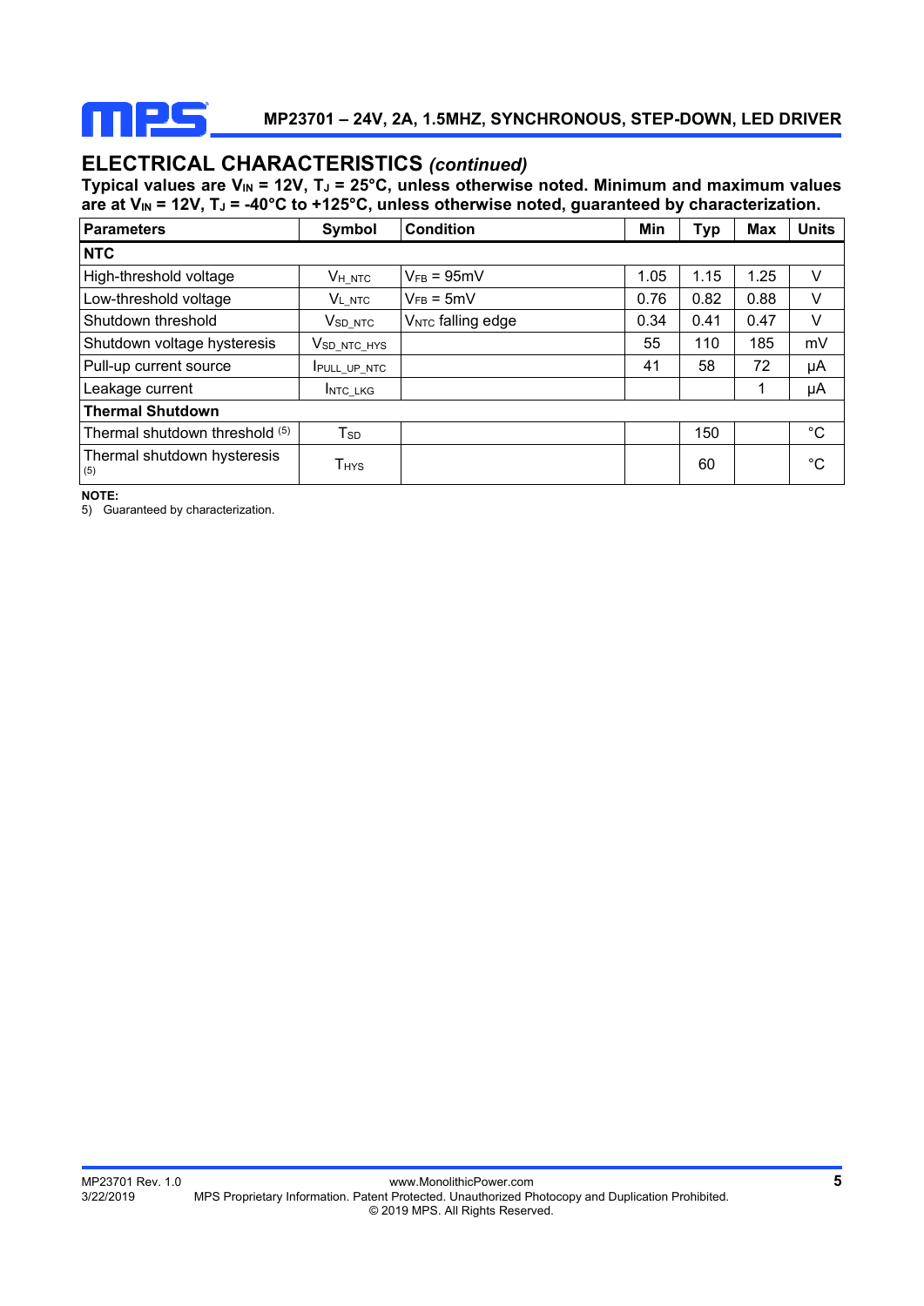## ELECTRICAL CHARACTERISTICS *(continued)*

**Typical values are $V_{IN}$ = 12V, $T_J$ = 25°C, unless otherwise noted. Minimum and maximum values are at $V_{IN}$ = 12V, $T_J$ = -40°C to +125°C, unless otherwise noted, guaranteed by characterization.**

| Parameters | Symbol | Condition | Min | Typ | Max | Units |
|---|---|---|---|---|---|---|
| **NTC** | | | | | | |
| High-threshold voltage | $V_{H\_NTC}$ | $V_{FB}$ = 95mV | 1.05 | 1.15 | 1.25 | V |
| Low-threshold voltage | $V_{L\_NTC}$ | $V_{FB}$ = 5mV | 0.76 | 0.82 | 0.88 | V |
| Shutdown threshold | $V_{SD\_NTC}$ | $V_{NTC}$ falling edge | 0.34 | 0.41 | 0.47 | V |
| Shutdown voltage hysteresis | $V_{SD\_NTC\_HYS}$ | | 55 | 110 | 185 | mV |
| Pull-up current source | $I_{PULL\_UP\_NTC}$ | | 41 | 58 | 72 | μA |
| Leakage current | $I_{NTC\_LKG}$ | | | | 1 | μA |
| **Thermal Shutdown** | | | | | | |
| Thermal shutdown threshold (5) | $T_{SD}$ | | | 150 | | °C |
| Thermal shutdown hysteresis (5) | $T_{HYS}$ | | | 60 | | °C |

**NOTE:**

5) Guaranteed by characterization.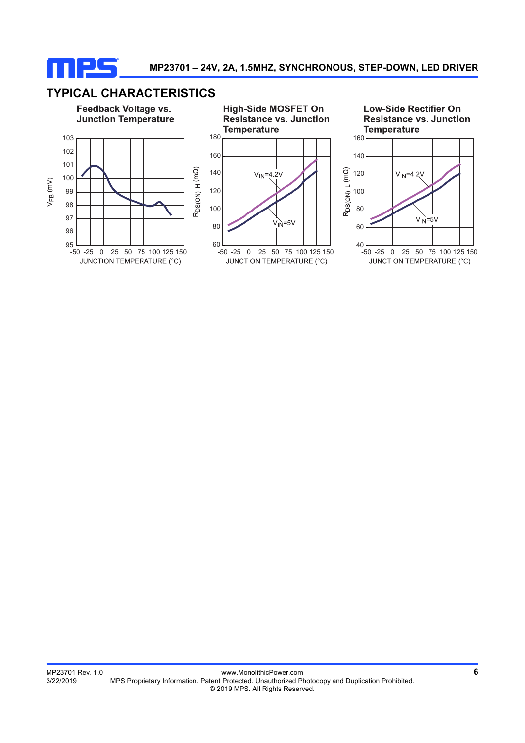## TYPICAL CHARACTERISTICS

**Feedback Voltage vs. Junction Temperature**

$V_{FB}$ (mV) vs. JUNCTION TEMPERATURE (°C)

**High-Side MOSFET On Resistance vs. Junction Temperature**

$R_{DS(ON)\_H}$ (mΩ) vs. JUNCTION TEMPERATURE (°C)

$V_{IN}$=4.2V

$V_{IN}$=5V

**Low-Side Rectifier On Resistance vs. Junction Temperature**

$R_{DS(ON)\_L}$ (mΩ) vs. JUNCTION TEMPERATURE (°C)

$V_{IN}$=4.2V

$V_{IN}$=5V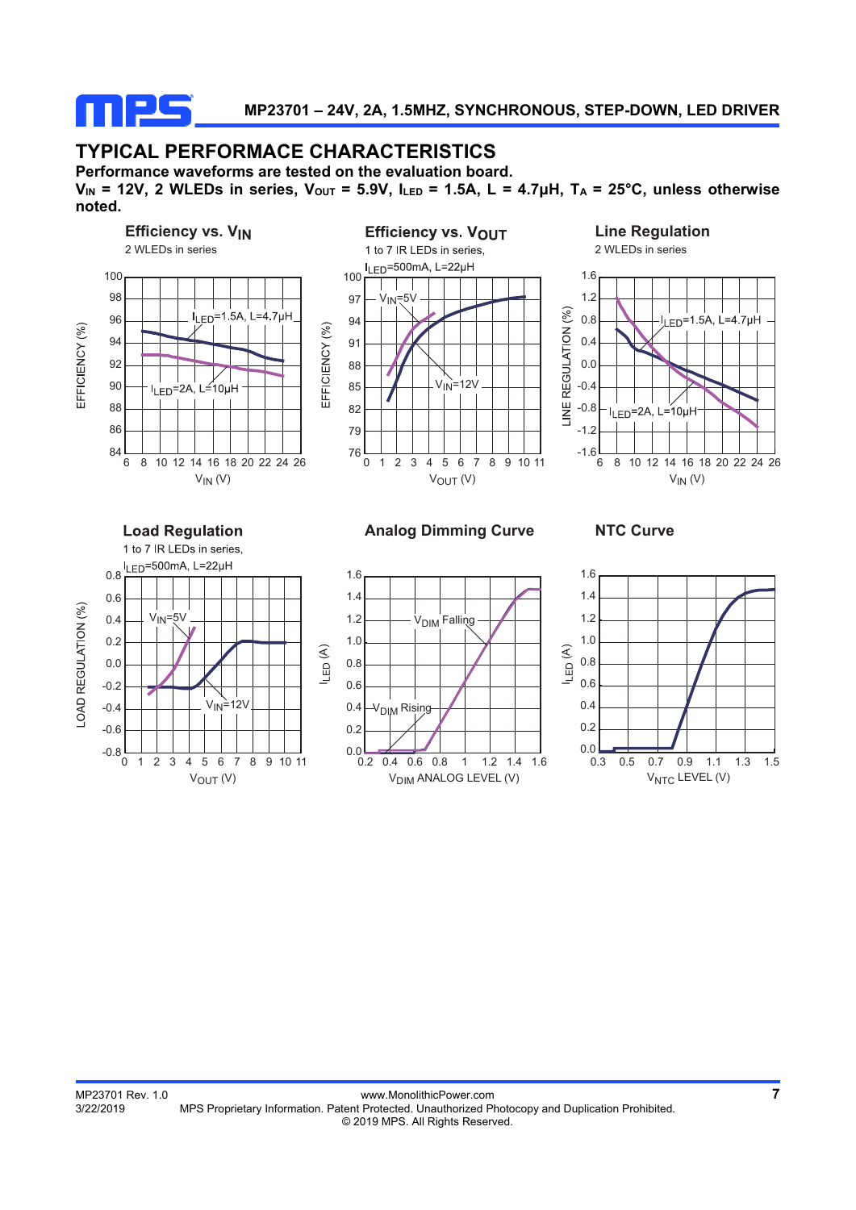## TYPICAL PERFORMACE CHARACTERISTICS

**Performance waveforms are tested on the evaluation board.**

**$V_{IN}$ = 12V, 2 WLEDs in series, $V_{OUT}$ = 5.9V, $I_{LED}$ = 1.5A, L = 4.7µH, $T_A$ = 25°C, unless otherwise noted.**

**Efficiency vs. $V_{IN}$**

2 WLEDs in series

**Efficiency vs. $V_{OUT}$**

1 to 7 IR LEDs in series, $I_{LED}$=500mA, L=22µH

**Line Regulation**

2 WLEDs in series

**Load Regulation**

1 to 7 IR LEDs in series, $I_{LED}$=500mA, L=22µH

**Analog Dimming Curve**

**NTC Curve**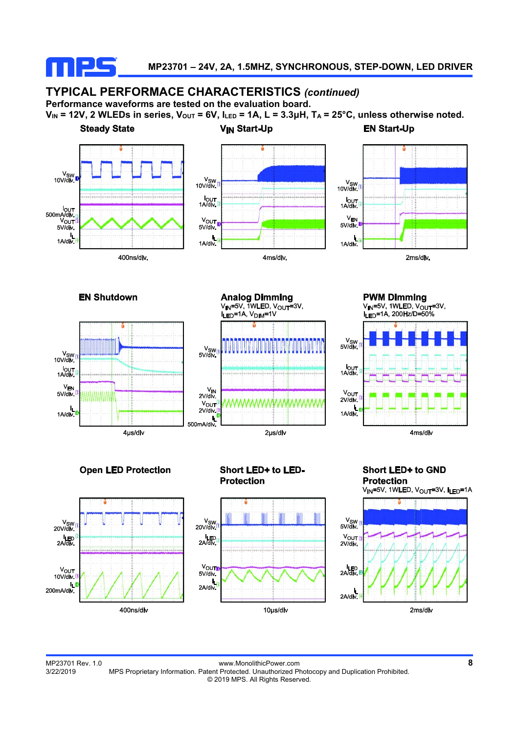## TYPICAL PERFORMACE CHARACTERISTICS *(continued)*

**Performance waveforms are tested on the evaluation board.**

**$V_{IN}$ = 12V, 2 WLEDs in series, $V_{OUT}$ = 6V, $I_{LED}$ = 1A, L = 3.3µH, $T_A$ = 25°C, unless otherwise noted.**

**Steady State**

$V_{SW}$ 10V/div., $I_{OUT}$ 500mA/div., $V_{OUT}$ 5V/div., $I_L$ 1A/div.

400ns/div.

**$V_{IN}$ Start-Up**

$V_{SW}$ 10V/div., $I_{OUT}$ 1A/div., $V_{OUT}$ 5V/div., $I_L$ 1A/div.

4ms/div.

**EN Start-Up**

$V_{SW}$ 10V/div., $I_{OUT}$ 1A/div., $V_{EN}$ 5V/div., $I_L$ 1A/div.

2ms/div.

**EN Shutdown**

$V_{SW}$ 10V/div., $I_{OUT}$ 1A/div., $V_{EN}$ 5V/div., $I_L$ 1A/div.

4µs/div

**Analog Dimming**

$V_{IN}$=5V, 1WLED, $V_{OUT}$=3V, $I_{LED}$=1A, $V_{DIM}$=1V

$V_{SW}$ 5V/div., $V_{IN}$ 2V/div., $V_{OUT}$ 2V/div., $I_L$ 500mA/div.

2µs/div

**PWM Dimming**

$V_{IN}$=5V, 1WLED, $V_{OUT}$=3V, $I_{LED}$=1A, 200Hz/D=50%

$V_{SW}$ 5V/div., $I_{OUT}$ 1A/div., $V_{OUT}$ 2V/div., $I_L$ 1A/div.

4ms/div

**Open LED Protection**

$V_{SW}$ 20V/div., $I_{LED}$ 2A/div., $V_{OUT}$ 10V/div., $I_L$ 200mA/div.

400ns/div

**Short LED+ to LED- Protection**

$V_{SW}$ 20V/div., $I_{LED}$ 2A/div., $V_{OUT}$ 5V/div., $I_L$ 2A/div.

10µs/div

**Short LED+ to GND Protection**

$V_{IN}$=5V, 1WLED, $V_{OUT}$=3V, $I_{LED}$=1A

$V_{SW}$ 5V/div., $V_{OUT}$ 2V/div., $I_{LED}$ 2A/div., $I_L$ 2A/div.

2ms/div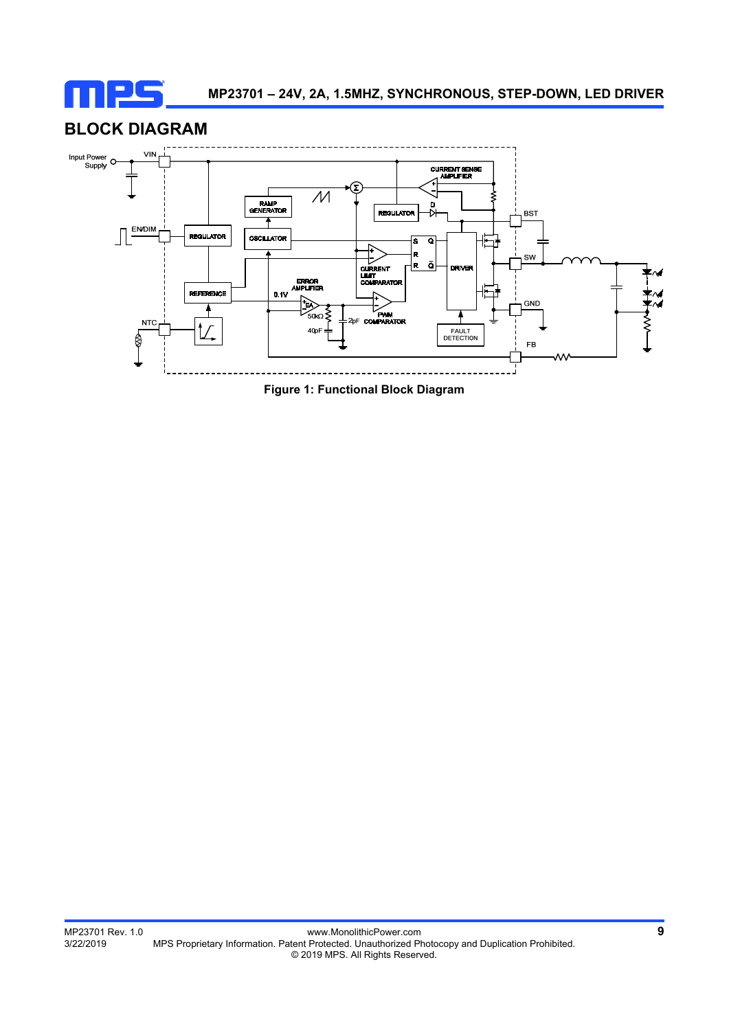## BLOCK DIAGRAM

Figure 1: Functional Block Diagram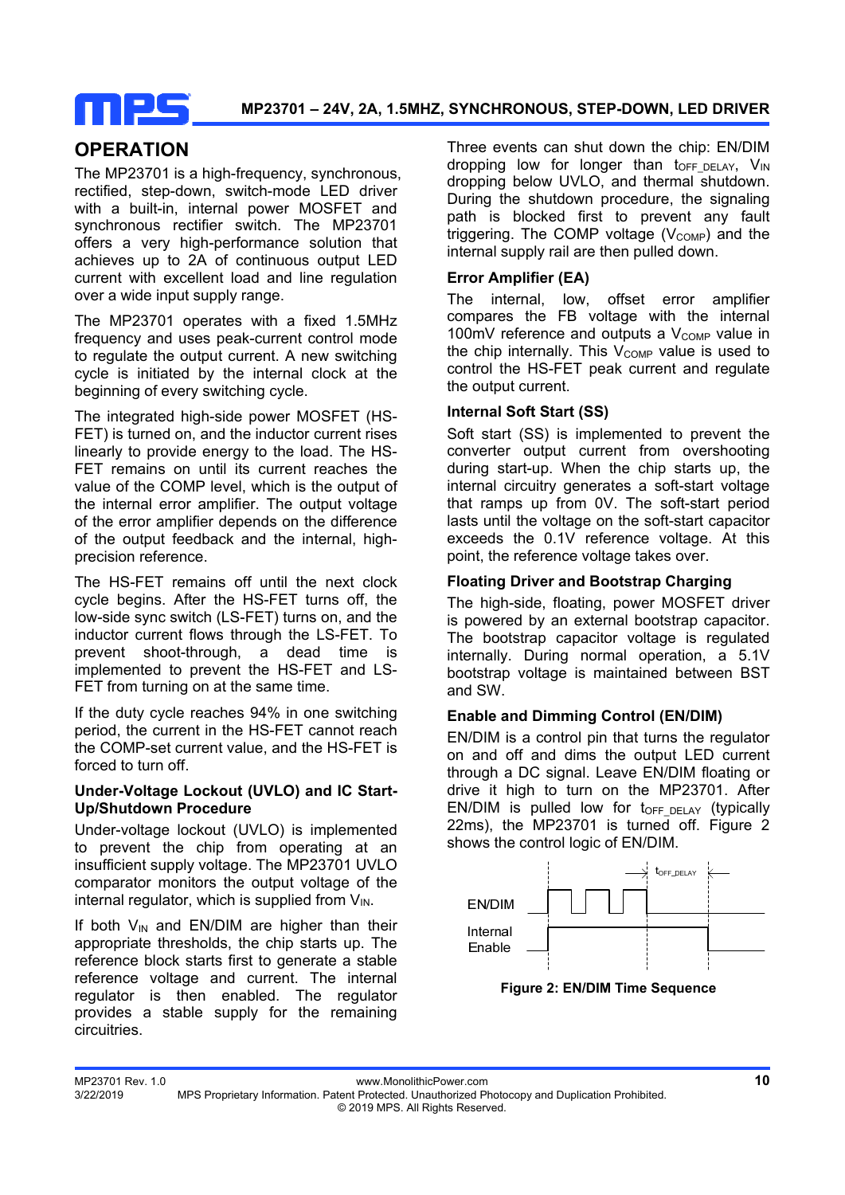## OPERATION

The MP23701 is a high-frequency, synchronous, rectified, step-down, switch-mode LED driver with a built-in, internal power MOSFET and synchronous rectifier switch. The MP23701 offers a very high-performance solution that achieves up to 2A of continuous output LED current with excellent load and line regulation over a wide input supply range.

The MP23701 operates with a fixed 1.5MHz frequency and uses peak-current control mode to regulate the output current. A new switching cycle is initiated by the internal clock at the beginning of every switching cycle.

The integrated high-side power MOSFET (HS-FET) is turned on, and the inductor current rises linearly to provide energy to the load. The HS-FET remains on until its current reaches the value of the COMP level, which is the output of the internal error amplifier. The output voltage of the error amplifier depends on the difference of the output feedback and the internal, high-precision reference.

The HS-FET remains off until the next clock cycle begins. After the HS-FET turns off, the low-side sync switch (LS-FET) turns on, and the inductor current flows through the LS-FET. To prevent shoot-through, a dead time is implemented to prevent the HS-FET and LS-FET from turning on at the same time.

If the duty cycle reaches 94% in one switching period, the current in the HS-FET cannot reach the COMP-set current value, and the HS-FET is forced to turn off.

### Under-Voltage Lockout (UVLO) and IC Start-Up/Shutdown Procedure

Under-voltage lockout (UVLO) is implemented to prevent the chip from operating at an insufficient supply voltage. The MP23701 UVLO comparator monitors the output voltage of the internal regulator, which is supplied from $V_{IN}$.

If both $V_{IN}$ and EN/DIM are higher than their appropriate thresholds, the chip starts up. The reference block starts first to generate a stable reference voltage and current. The internal regulator is then enabled. The regulator provides a stable supply for the remaining circuitries.

Three events can shut down the chip: EN/DIM dropping low for longer than $t_{OFF\_DELAY}$, $V_{IN}$ dropping below UVLO, and thermal shutdown. During the shutdown procedure, the signaling path is blocked first to prevent any fault triggering. The COMP voltage ($V_{COMP}$) and the internal supply rail are then pulled down.

### Error Amplifier (EA)

The internal, low, offset error amplifier compares the FB voltage with the internal 100mV reference and outputs a $V_{COMP}$ value in the chip internally. This $V_{COMP}$ value is used to control the HS-FET peak current and regulate the output current.

### Internal Soft Start (SS)

Soft start (SS) is implemented to prevent the converter output current from overshooting during start-up. When the chip starts up, the internal circuitry generates a soft-start voltage that ramps up from 0V. The soft-start period lasts until the voltage on the soft-start capacitor exceeds the 0.1V reference voltage. At this point, the reference voltage takes over.

### Floating Driver and Bootstrap Charging

The high-side, floating, power MOSFET driver is powered by an external bootstrap capacitor. The bootstrap capacitor voltage is regulated internally. During normal operation, a 5.1V bootstrap voltage is maintained between BST and SW.

### Enable and Dimming Control (EN/DIM)

EN/DIM is a control pin that turns the regulator on and off and dims the output LED current through a DC signal. Leave EN/DIM floating or drive it high to turn on the MP23701. After EN/DIM is pulled low for $t_{OFF\_DELAY}$ (typically 22ms), the MP23701 is turned off. Figure 2 shows the control logic of EN/DIM.

**Figure 2: EN/DIM Time Sequence**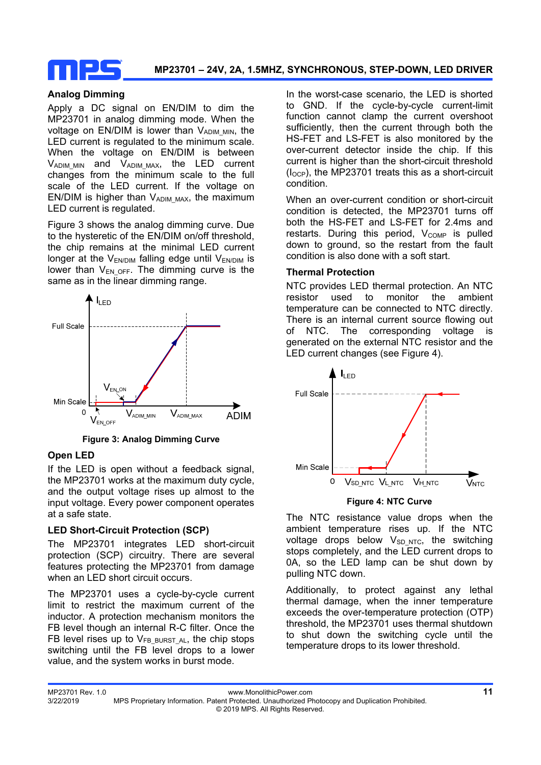### Analog Dimming

Apply a DC signal on EN/DIM to dim the MP23701 in analog dimming mode. When the voltage on EN/DIM is lower than $V_{ADIM\_MIN}$, the LED current is regulated to the minimum scale. When the voltage on EN/DIM is between $V_{ADIM\_MIN}$ and $V_{ADIM\_MAX}$, the LED current changes from the minimum scale to the full scale of the LED current. If the voltage on EN/DIM is higher than $V_{ADIM\_MAX}$, the maximum LED current is regulated.

Figure 3 shows the analog dimming curve. Due to the hysteretic of the EN/DIM on/off threshold, the chip remains at the minimal LED current longer at the $V_{EN/DIM}$ falling edge until $V_{EN/DIM}$ is lower than $V_{EN\_OFF}$. The dimming curve is the same as in the linear dimming range.

**Figure 3: Analog Dimming Curve**

### Open LED

If the LED is open without a feedback signal, the MP23701 works at the maximum duty cycle, and the output voltage rises up almost to the input voltage. Every power component operates at a safe state.

### LED Short-Circuit Protection (SCP)

The MP23701 integrates LED short-circuit protection (SCP) circuitry. There are several features protecting the MP23701 from damage when an LED short circuit occurs.

The MP23701 uses a cycle-by-cycle current limit to restrict the maximum current of the inductor. A protection mechanism monitors the FB level though an internal R-C filter. Once the FB level rises up to $V_{FB\_BURST\_AL}$, the chip stops switching until the FB level drops to a lower value, and the system works in burst mode.

In the worst-case scenario, the LED is shorted to GND. If the cycle-by-cycle current-limit function cannot clamp the current overshoot sufficiently, then the current through both the HS-FET and LS-FET is also monitored by the over-current detector inside the chip. If this current is higher than the short-circuit threshold ($I_{OCP}$), the MP23701 treats this as a short-circuit condition.

When an over-current condition or short-circuit condition is detected, the MP23701 turns off both the HS-FET and LS-FET for 2.4ms and restarts. During this period, $V_{COMP}$ is pulled down to ground, so the restart from the fault condition is also done with a soft start.

### Thermal Protection

NTC provides LED thermal protection. An NTC resistor used to monitor the ambient temperature can be connected to NTC directly. There is an internal current source flowing out of NTC. The corresponding voltage is generated on the external NTC resistor and the LED current changes (see Figure 4).

**Figure 4: NTC Curve**

The NTC resistance value drops when the ambient temperature rises up. If the NTC voltage drops below $V_{SD\_NTC}$, the switching stops completely, and the LED current drops to 0A, so the LED lamp can be shut down by pulling NTC down.

Additionally, to protect against any lethal thermal damage, when the inner temperature exceeds the over-temperature protection (OTP) threshold, the MP23701 uses thermal shutdown to shut down the switching cycle until the temperature drops to its lower threshold.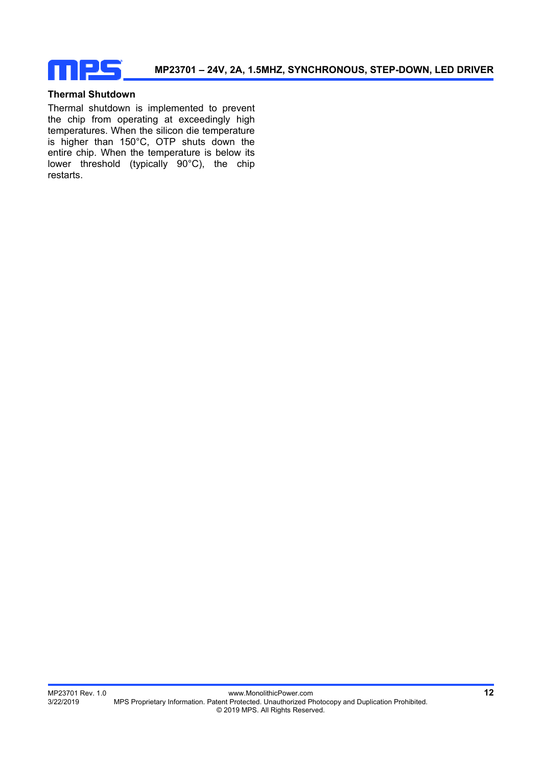### Thermal Shutdown

Thermal shutdown is implemented to prevent the chip from operating at exceedingly high temperatures. When the silicon die temperature is higher than 150°C, OTP shuts down the entire chip. When the temperature is below its lower threshold (typically 90°C), the chip restarts.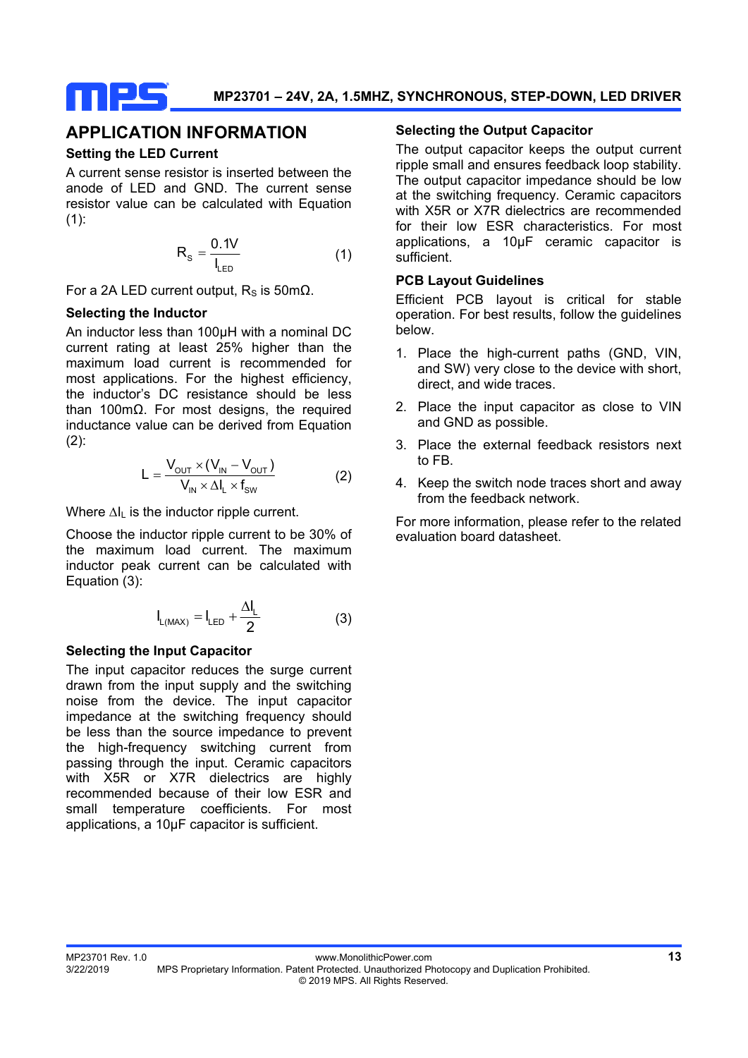## APPLICATION INFORMATION

### Setting the LED Current

A current sense resistor is inserted between the anode of LED and GND. The current sense resistor value can be calculated with Equation (1):

$$R_S = \frac{0.1V}{I_{LED}} \tag{1}$$

For a 2A LED current output, $R_S$ is 50mΩ.

### Selecting the Inductor

An inductor less than 100µH with a nominal DC current rating at least 25% higher than the maximum load current is recommended for most applications. For the highest efficiency, the inductor's DC resistance should be less than 100mΩ. For most designs, the required inductance value can be derived from Equation (2):

$$L = \frac{V_{OUT} \times (V_{IN} - V_{OUT})}{V_{IN} \times \Delta I_L \times f_{SW}} \tag{2}$$

Where $\Delta I_L$ is the inductor ripple current.

Choose the inductor ripple current to be 30% of the maximum load current. The maximum inductor peak current can be calculated with Equation (3):

$$I_{L(MAX)} = I_{LED} + \frac{\Delta I_L}{2} \tag{3}$$

### Selecting the Input Capacitor

The input capacitor reduces the surge current drawn from the input supply and the switching noise from the device. The input capacitor impedance at the switching frequency should be less than the source impedance to prevent the high-frequency switching current from passing through the input. Ceramic capacitors with X5R or X7R dielectrics are highly recommended because of their low ESR and small temperature coefficients. For most applications, a 10µF capacitor is sufficient.

### Selecting the Output Capacitor

The output capacitor keeps the output current ripple small and ensures feedback loop stability. The output capacitor impedance should be low at the switching frequency. Ceramic capacitors with X5R or X7R dielectrics are recommended for their low ESR characteristics. For most applications, a 10µF ceramic capacitor is sufficient.

### PCB Layout Guidelines

Efficient PCB layout is critical for stable operation. For best results, follow the guidelines below.

1. Place the high-current paths (GND, VIN, and SW) very close to the device with short, direct, and wide traces.
2. Place the input capacitor as close to VIN and GND as possible.
3. Place the external feedback resistors next to FB.
4. Keep the switch node traces short and away from the feedback network.

For more information, please refer to the related evaluation board datasheet.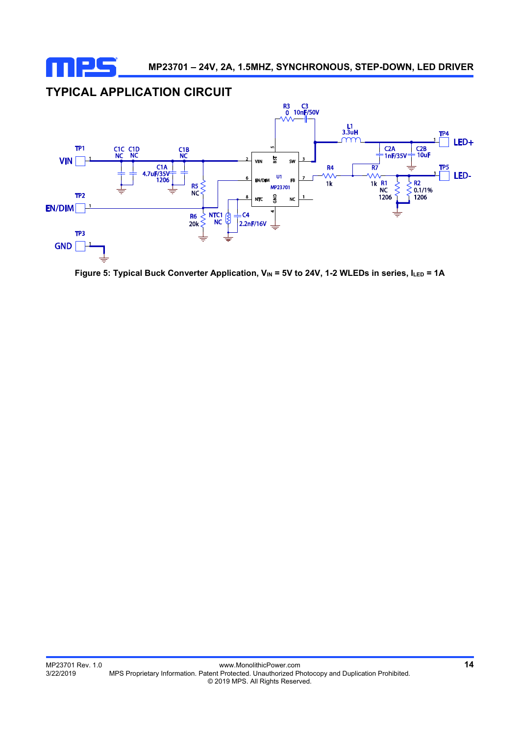## TYPICAL APPLICATION CIRCUIT

**Figure 5: Typical Buck Converter Application, $V_{IN}$ = 5V to 24V, 1-2 WLEDs in series, $I_{LED}$ = 1A**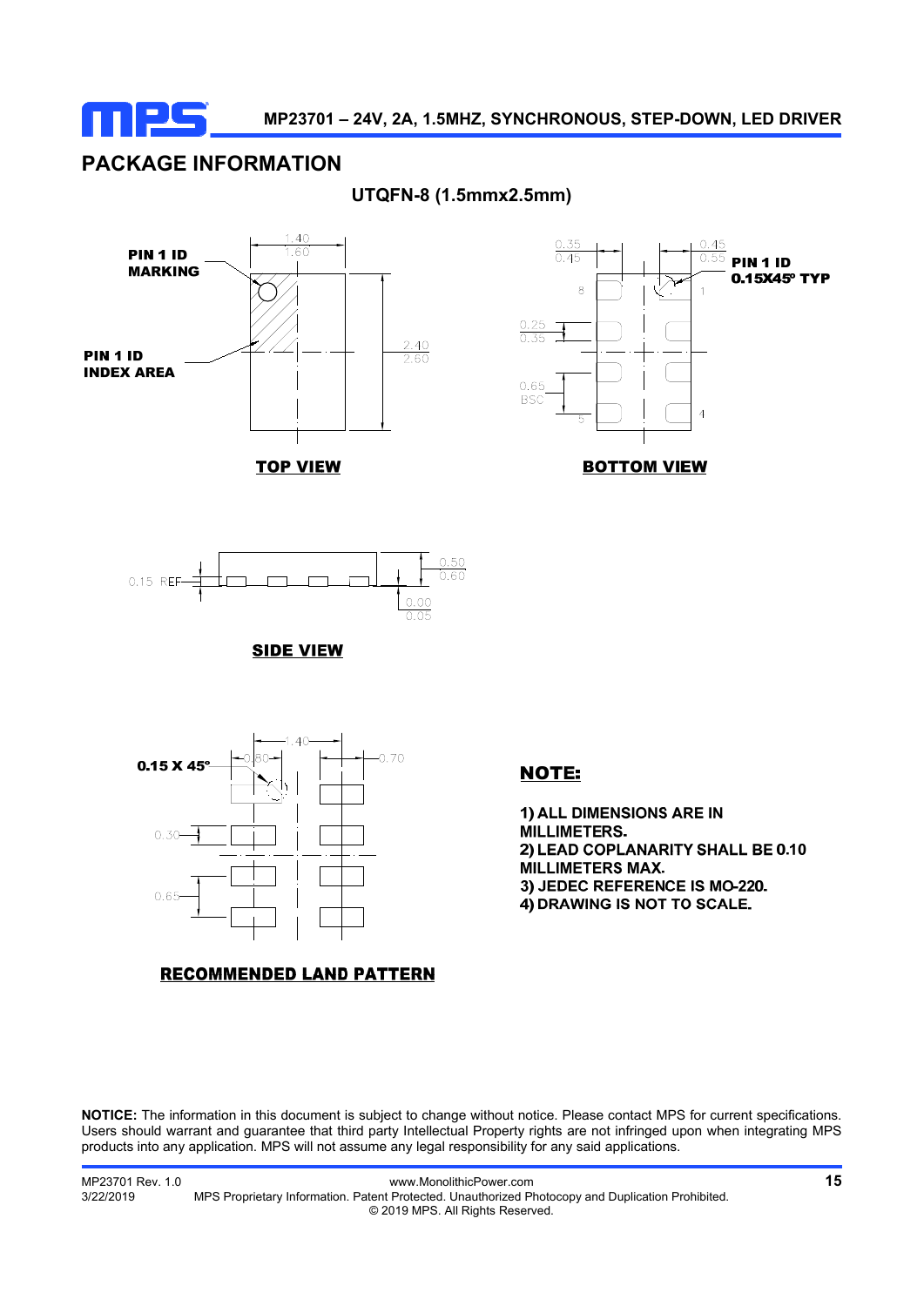## PACKAGE INFORMATION

**UTQFN-8 (1.5mmx2.5mm)**

PIN 1 ID MARKING

PIN 1 ID INDEX AREA

1.40
1.60

2.40
2.60

**TOP VIEW**

0.35
0.45

0.45
0.55

PIN 1 ID
0.15X45° TYP

8

1

0.25
0.35

0.65
BSC

5

4

**BOTTOM VIEW**

0.15 REF

0.50
0.60

0.00
0.05

**SIDE VIEW**

0.15 X 45°

1.40

0.80

0.70

0.30

0.65

**RECOMMENDED LAND PATTERN**

**NOTE:**

1) ALL DIMENSIONS ARE IN MILLIMETERS.
2) LEAD COPLANARITY SHALL BE 0.10 MILLIMETERS MAX.
3) JEDEC REFERENCE IS MO-220.
4) DRAWING IS NOT TO SCALE.

**NOTICE:** The information in this document is subject to change without notice. Please contact MPS for current specifications. Users should warrant and guarantee that third party Intellectual Property rights are not infringed upon when integrating MPS products into any application. MPS will not assume any legal responsibility for any said applications.